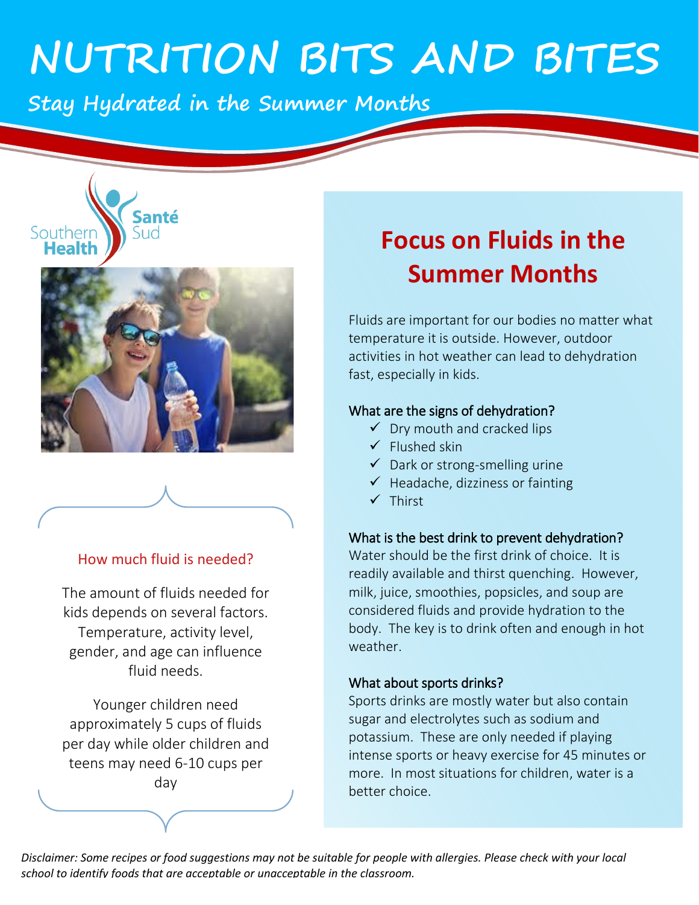# NUTRITION BITS AND BITES

## Stay Hydrated in the Summer Months

Southern Health Santé Sud

### How much fluid is needed?

The amount of fluids needed for kids depends on several factors. Temperature, activity level, gender, and age can influence fluid needs.

Younger children need approximately 5 cups of fluids per day while older children and teens may need 6-10 cups per day

## Focus on Fluids in the Summer Months

Fluids are important for our bodies no matter what temperature it is outside. However, outdoor activities in hot weather can lead to dehydration fast, especially in kids.

### What are the signs of dehydration?

- ✓ Dry mouth and cracked lips
- ✓ Flushed skin
- ✓ Dark or strong-smelling urine
- ✓ Headache, dizziness or fainting
- ✓ Thirst

### What is the best drink to prevent dehydration?

Water should be the first drink of choice. It is readily available and thirst quenching. However, milk, juice, smoothies, popsicles, and soup are considered fluids and provide hydration to the body. The key is to drink often and enough in hot weather.

### What about sports drinks?

Sports drinks are mostly water but also contain sugar and electrolytes such as sodium and potassium. These are only needed if playing intense sports or heavy exercise for 45 minutes or more. In most situations for children, water is a better choice.

*Disclaimer: Some recipes or food suggestions may not be suitable for people with allergies. Please check with your local school to identify foods that are acceptable or unacceptable in the classroom.*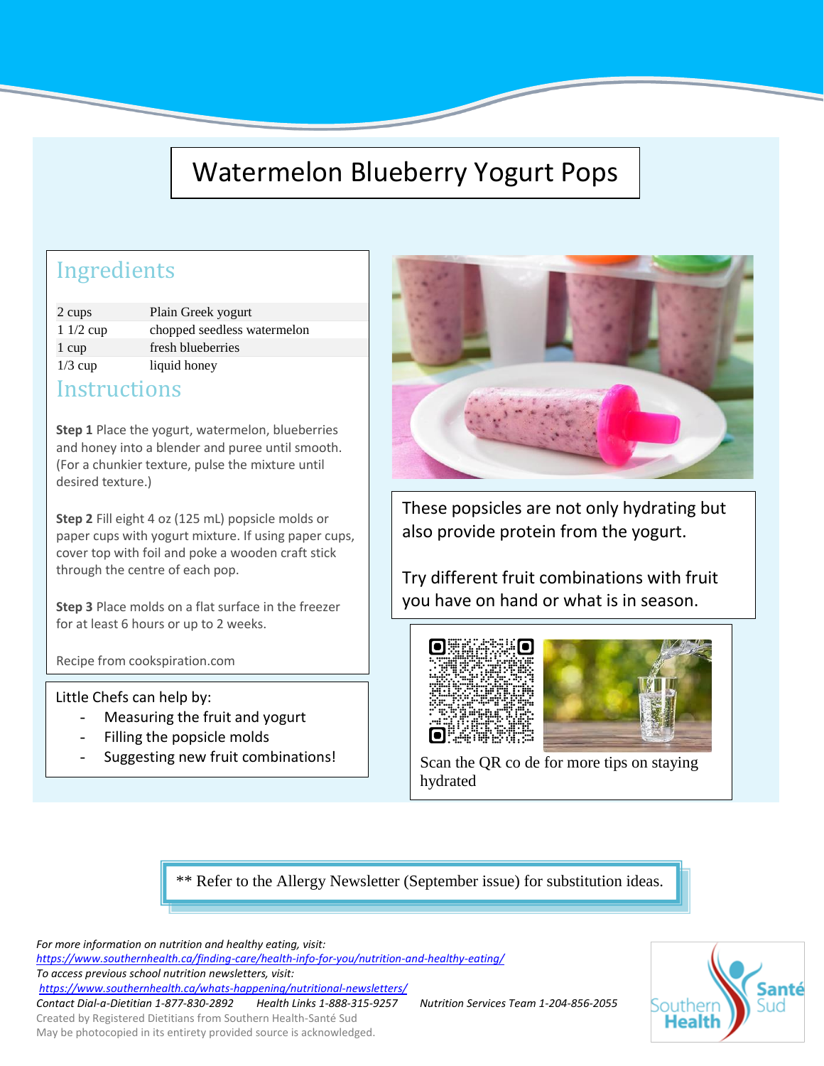# Watermelon Blueberry Yogurt Pops

## Ingredients

| | |
|---|---|
| 2 cups | Plain Greek yogurt |
| 1 1/2 cup | chopped seedless watermelon |
| 1 cup | fresh blueberries |
| 1/3 cup | liquid honey |

## Instructions

**Step 1** Place the yogurt, watermelon, blueberries and honey into a blender and puree until smooth. (For a chunkier texture, pulse the mixture until desired texture.)

**Step 2** Fill eight 4 oz (125 mL) popsicle molds or paper cups with yogurt mixture. If using paper cups, cover top with foil and poke a wooden craft stick through the centre of each pop.

**Step 3** Place molds on a flat surface in the freezer for at least 6 hours or up to 2 weeks.

Recipe from cookspiration.com

Little Chefs can help by:

- Measuring the fruit and yogurt
- Filling the popsicle molds
- Suggesting new fruit combinations!

These popsicles are not only hydrating but also provide protein from the yogurt.

Try different fruit combinations with fruit you have on hand or what is in season.

Scan the QR co de for more tips on staying hydrated

** Refer to the Allergy Newsletter (September issue) for substitution ideas.

*For more information on nutrition and healthy eating, visit:*
*https://www.southernhealth.ca/finding-care/health-info-for-you/nutrition-and-healthy-eating/*
*To access previous school nutrition newsletters, visit:*
*https://www.southernhealth.ca/whats-happening/nutritional-newsletters/*
*Contact Dial-a-Dietitian 1-877-830-2892 Health Links 1-888-315-9257 Nutrition Services Team 1-204-856-2055*

Created by Registered Dietitians from Southern Health-Santé Sud
May be photocopied in its entirety provided source is acknowledged.

Southern Health Santé Sud